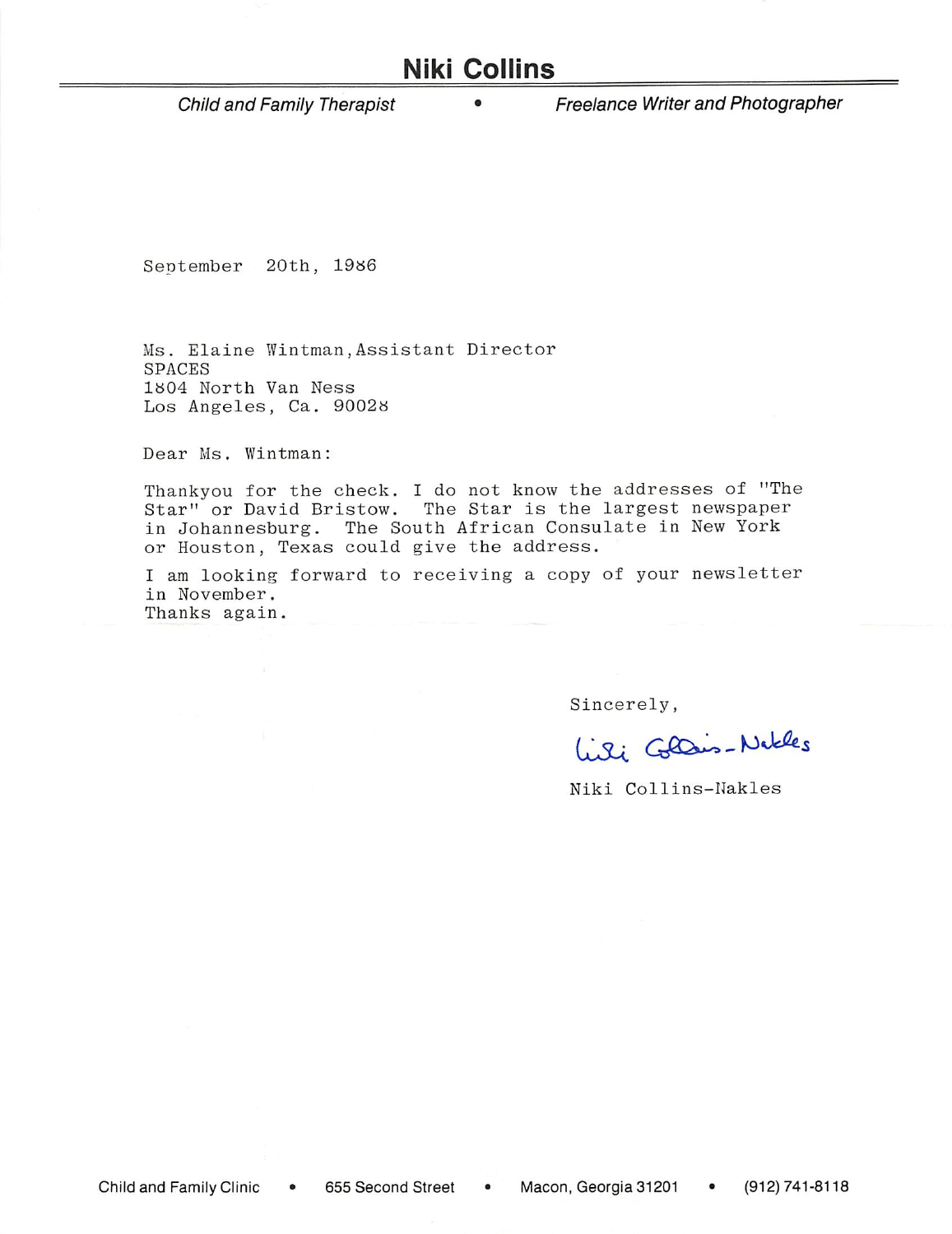# Niki Collins

*Child and Family Therapist* • *Freelance Writer and Photographer*

September 20th, 1986

Ms. Elaine Wintman, Assistant Director
SPACES
1804 North Van Ness
Los Angeles, Ca. 90028

Dear Ms. Wintman:

Thankyou for the check. I do not know the addresses of "The Star" or David Bristow. The Star is the largest newspaper in Johannesburg. The South African Consulate in New York or Houston, Texas could give the address.

I am looking forward to receiving a copy of your newsletter in November.
Thanks again.

Sincerely,

Niki Collins-Nakles

Niki Collins-Nakles

Child and Family Clinic • 655 Second Street • Macon, Georgia 31201 • (912) 741-8118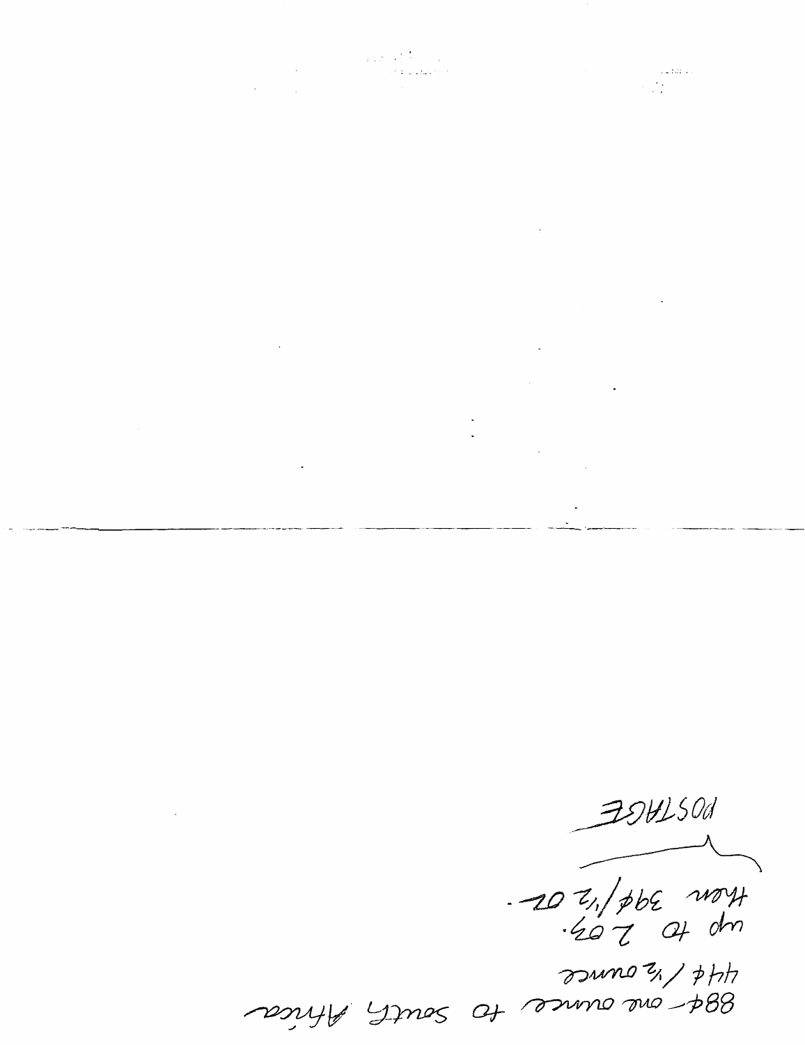POSTAGE

88¢ one ounce to South Africa
44¢ / ½ ounce
up to 2 oz.
then 39¢/½ oz.